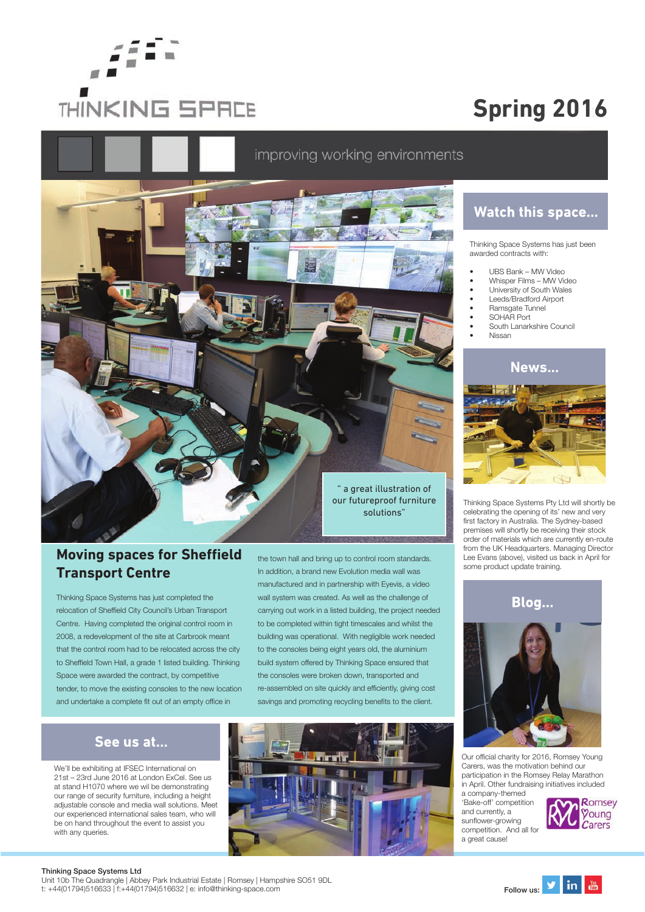# THINKING SPACE

# Spring 2016

improving working environments

" a great illustration of our futureproof furniture solutions"

## Moving spaces for Sheffield Transport Centre

Thinking Space Systems has just completed the relocation of Sheffield City Council's Urban Transport Centre. Having completed the original control room in 2008, a redevelopment of the site at Carbrook meant that the control room had to be relocated across the city to Sheffield Town Hall, a grade 1 listed building. Thinking Space were awarded the contract, by competitive tender, to move the existing consoles to the new location and undertake a complete fit out of an empty office in the town hall and bring up to control room standards. In addition, a brand new Evolution media wall was manufactured and in partnership with Eyevis, a video wall system was created. As well as the challenge of carrying out work in a listed building, the project needed to be completed within tight timescales and whilst the building was operational. With negligible work needed to the consoles being eight years old, the aluminium build system offered by Thinking Space ensured that the consoles were broken down, transported and re-assembled on site quickly and efficiently, giving cost savings and promoting recycling benefits to the client.

## Watch this space...

Thinking Space Systems has just been awarded contracts with:

- UBS Bank – MW Video
- Whisper Films – MW Video
- University of South Wales
- Leeds/Bradford Airport
- Ramsgate Tunnel
- SOHAR Port
- South Lanarkshire Council
- Nissan

## News...

Thinking Space Systems Pty Ltd will shortly be celebrating the opening of its' new and very first factory in Australia. The Sydney-based premises will shortly be receiving their stock order of materials which are currently en-route from the UK Headquarters. Managing Director Lee Evans (above), visited us back in April for some product update training.

## Blog...

Our official charity for 2016, Romsey Young Carers, was the motivation behind our participation in the Romsey Relay Marathon in April. Other fundraising initiatives included a company-themed 'Bake-off' competition and currently, a sunflower-growing competition. And all for a great cause!

Romsey Young Carers

## See us at...

We'll be exhibiting at IFSEC International on 21st – 23rd June 2016 at London ExCel. See us at stand H1070 where we wil be demonstrating our range of security furniture, including a height adjustable console and media wall solutions. Meet our experienced international sales team, who will be on hand throughout the event to assist you with any queries.

**Thinking Space Systems Ltd**
Unit 10b The Quadrangle | Abbey Park Industrial Estate | Romsey | Hampshire SO51 9DL
t: +44(01794)516633 | f:+44(01794)516632 | e: info@thinking-space.com

Follow us: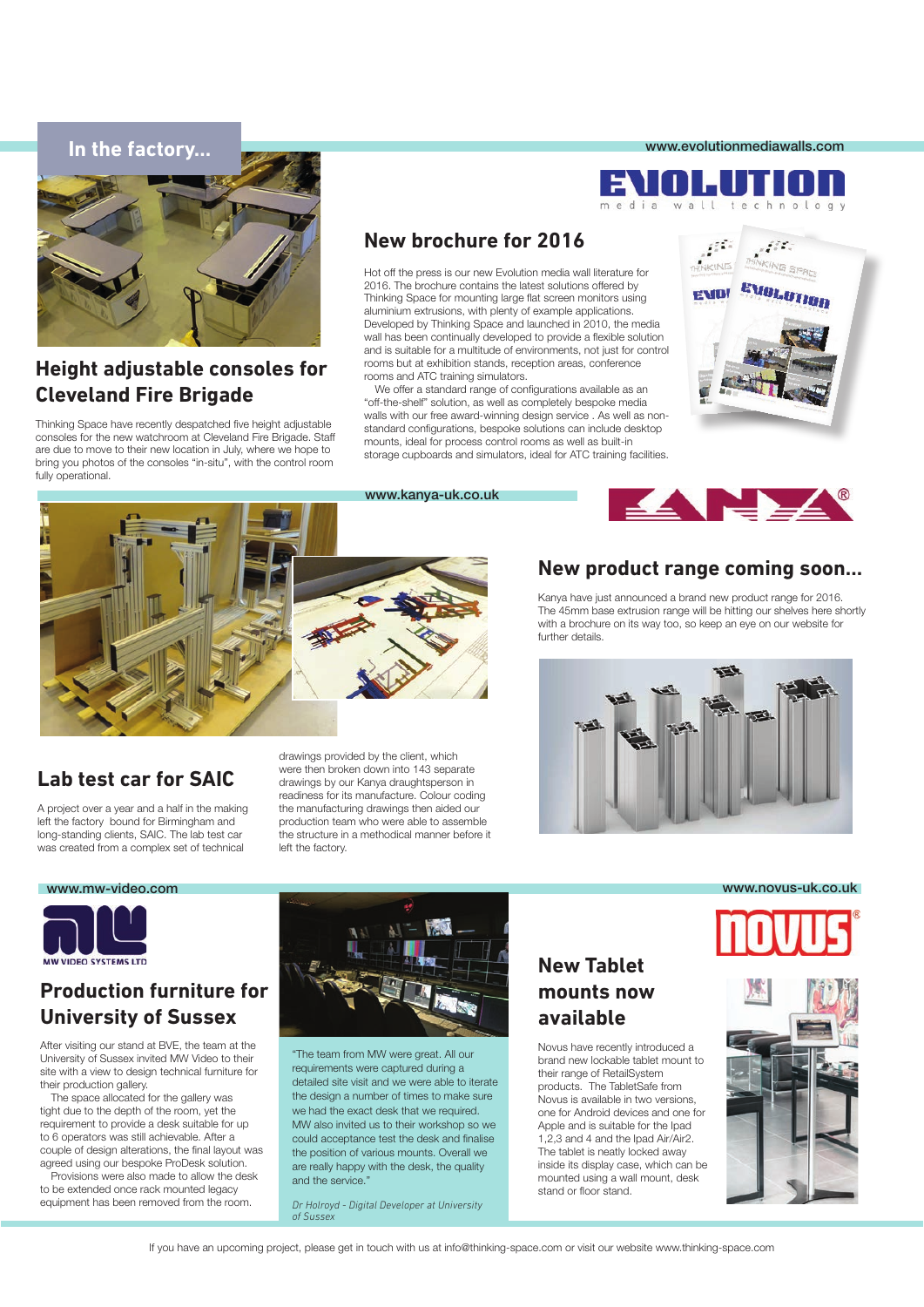## In the factory...

www.evolutionmediawalls.com

EVOLUTION media wall technology

## Height adjustable consoles for Cleveland Fire Brigade

Thinking Space have recently despatched five height adjustable consoles for the new watchroom at Cleveland Fire Brigade. Staff are due to move to their new location in July, where we hope to bring you photos of the consoles "in-situ", with the control room fully operational.

## New brochure for 2016

Hot off the press is our new Evolution media wall literature for 2016. The brochure contains the latest solutions offered by Thinking Space for mounting large flat screen monitors using aluminium extrusions, with plenty of example applications. Developed by Thinking Space and launched in 2010, the media wall has been continually developed to provide a flexible solution and is suitable for a multitude of environments, not just for control rooms but at exhibition stands, reception areas, conference rooms and ATC training simulators.

We offer a standard range of configurations available as an "off-the-shelf" solution, as well as completely bespoke media walls with our free award-winning design service . As well as non-standard configurations, bespoke solutions can include desktop mounts, ideal for process control rooms as well as built-in storage cupboards and simulators, ideal for ATC training facilities.

www.kanya-uk.co.uk

KANYA®

## New product range coming soon...

Kanya have just announced a brand new product range for 2016. The 45mm base extrusion range will be hitting our shelves here shortly with a brochure on its way too, so keep an eye on our website for further details.

## Lab test car for SAIC

A project over a year and a half in the making left the factory bound for Birmingham and long-standing clients, SAIC. The lab test car was created from a complex set of technical drawings provided by the client, which were then broken down into 143 separate drawings by our Kanya draughtsperson in readiness for its manufacture. Colour coding the manufacturing drawings then aided our production team who were able to assemble the structure in a methodical manner before it left the factory.

www.mw-video.com

MW VIDEO SYSTEMS LTD

## Production furniture for University of Sussex

After visiting our stand at BVE, the team at the University of Sussex invited MW Video to their site with a view to design technical furniture for their production gallery.

The space allocated for the gallery was tight due to the depth of the room, yet the requirement to provide a desk suitable for up to 6 operators was still achievable. After a couple of design alterations, the final layout was agreed using our bespoke ProDesk solution.

Provisions were also made to allow the desk to be extended once rack mounted legacy equipment has been removed from the room.

"The team from MW were great. All our requirements were captured during a detailed site visit and we were able to iterate the design a number of times to make sure we had the exact desk that we required. MW also invited us to their workshop so we could acceptance test the desk and finalise the position of various mounts. Overall we are really happy with the desk, the quality and the service."

*Dr Holroyd - Digital Developer at University of Sussex*

www.novus-uk.co.uk

novus®

## New Tablet mounts now available

Novus have recently introduced a brand new lockable tablet mount to their range of RetailSystem products. The TabletSafe from Novus is available in two versions, one for Android devices and one for Apple and is suitable for the Ipad 1,2,3 and 4 and the Ipad Air/Air2. The tablet is neatly locked away inside its display case, which can be mounted using a wall mount, desk stand or floor stand.

If you have an upcoming project, please get in touch with us at info@thinking-space.com or visit our website www.thinking-space.com